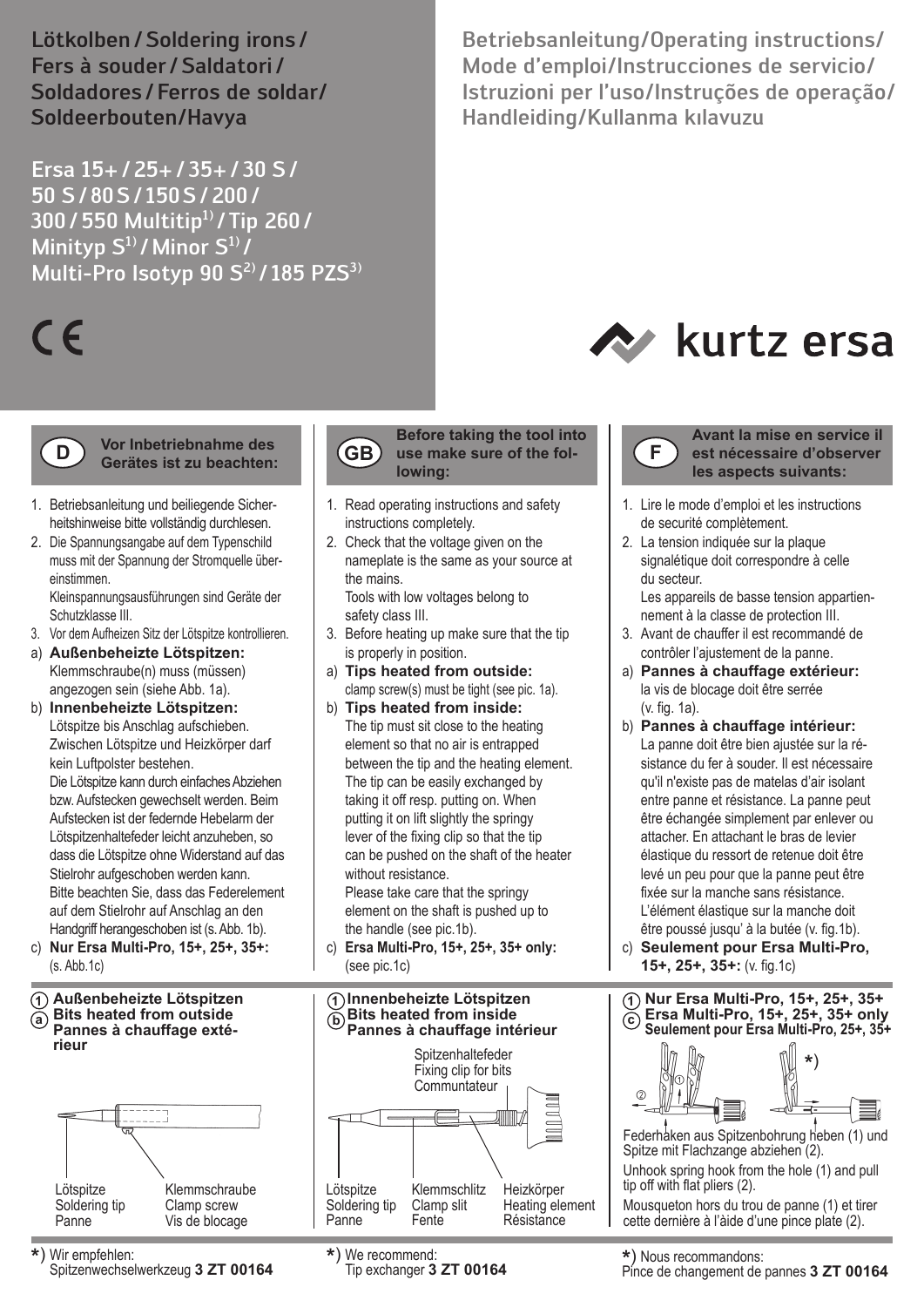# Lötkolben / Soldering irons / Fers à souder / Saldatori / Soldadores / Ferros de soldar / Soldeerbouten/Havya

## Ersa 15+ / 25+ / 35+ / 30 S / 50 S / 80 S / 150 S / 200 / 300 / 550 Multitip[1] / Tip 260 / Minityp S[1] / Minor S[1] / Multi-Pro Isotyp 90 S[2] / 185 PZS[3]

CE

Betriebsanleitung/Operating instructions/ Mode d'emploi/Instrucciones de servicio/ Istruzioni per l'uso/Instruções de operação/ Handleiding/Kullanma kılavuzu

kurtz ersa

### D — Vor Inbetriebnahme des Gerätes ist zu beachten:

1. Betriebsanleitung und beiliegende Sicherheitshinweise bitte vollständig durchlesen.
2. Die Spannungsangabe auf dem Typenschild muss mit der Spannung der Stromquelle übereinstimmen.
   Kleinspannungsausführungen sind Geräte der Schutzklasse III.
3. Vor dem Aufheizen Sitz der Lötspitze kontrollieren.

a) **Außenbeheizte Lötspitzen:** Klemmschraube(n) muss (müssen) angezogen sein (siehe Abb. 1a).

b) **Innenbeheizte Lötspitzen:** Lötspitze bis Anschlag aufschieben. Zwischen Lötspitze und Heizkörper darf kein Luftpolster bestehen.
Die Lötspitze kann durch einfaches Abziehen bzw. Aufstecken gewechselt werden. Beim Aufstecken ist der federnde Hebelarm der Lötspitzenhaltefeder leicht anzuheben, so dass die Lötspitze ohne Widerstand auf das Stielrohr aufgeschoben werden kann.
Bitte beachten Sie, dass das Federelement auf dem Stielrohr auf Anschlag an den Handgriff herangeschoben ist (s. Abb. 1b).

c) **Nur Ersa Multi-Pro, 15+, 25+, 35+:** (s. Abb.1c)

### GB — Before taking the tool into use make sure of the following:

1. Read operating instructions and safety instructions completely.
2. Check that the voltage given on the nameplate is the same as your source at the mains.
   Tools with low voltages belong to safety class III.
3. Before heating up make sure that the tip is properly in position.

a) **Tips heated from outside:** clamp screw(s) must be tight (see pic. 1a).

b) **Tips heated from inside:** The tip must sit close to the heating element so that no air is entrapped between the tip and the heating element. The tip can be easily exchanged by taking it off resp. putting on. When putting it on lift slightly the springy lever of the fixing clip so that the tip can be pushed on the shaft of the heater without resistance.
Please take care that the springy element on the shaft is pushed up to the handle (see pic.1b).

c) **Ersa Multi-Pro, 15+, 25+, 35+ only:** (see pic.1c)

### F — Avant la mise en service il est nécessaire d'observer les aspects suivants:

1. Lire le mode d'emploi et les instructions de securité complètement.
2. La tension indiquée sur la plaque signalétique doit correspondre à celle du secteur.
   Les appareils de basse tension appartiennement à la classe de protection III.
3. Avant de chauffer il est recommandé de contrôler l'ajustement de la panne.

a) **Pannes à chauffage extérieur:** la vis de blocage doit être serrée (v. fig. 1a).

b) **Pannes à chauffage intérieur:** La panne doit être bien ajustée sur la résistance du fer à souder. Il est nécessaire qu'il n'existe pas de matelas d'air isolant entre panne et résistance. La panne peut être échangée simplement par enlever ou attacher. En attachant le bras de levier élastique du ressort de retenue doit être levé un peu pour que la panne peut être fixée sur la manche sans résistance. L'élément élastique sur la manche doit être poussé jusqu' à la butée (v. fig.1b).

c) **Seulement pour Ersa Multi-Pro, 15+, 25+, 35+:** (v. fig.1c)

---

**1a Außenbeheizte Lötspitzen / Bits heated from outside / Pannes à chauffage extérieur**

Lötspitze / Soldering tip / Panne — Klemmschraube / Clamp screw / Vis de blocage

**1b Innenbeheizte Lötspitzen / Bits heated from inside / Pannes à chauffage intérieur**

Spitzenhaltefeder / Fixing clip for bits / Communtateur — Lötspitze / Soldering tip / Panne — Klemmschlitz / Clamp slit / Fente — Heizkörper / Heating element / Résistance

**1c Nur Ersa Multi-Pro, 15+, 25+, 35+ / Ersa Multi-Pro, 15+, 25+, 35+ only / Seulement pour Ersa Multi-Pro, 25+, 35+**

Federhaken aus Spitzenbohrung heben (1) und Spitze mit Flachzange abziehen (2).

Unhook spring hook from the hole (1) and pull tip off with flat pliers (2).

Mousqueton hors du trou de panne (1) et tirer cette dernière à l'aide d'une pince plate (2).

---

*) Wir empfehlen: Spitzenwechselwerkzeug **3 ZT 00164**

*) We recommend: Tip exchanger **3 ZT 00164**

*) Nous recommandons: Pince de changement de pannes **3 ZT 00164**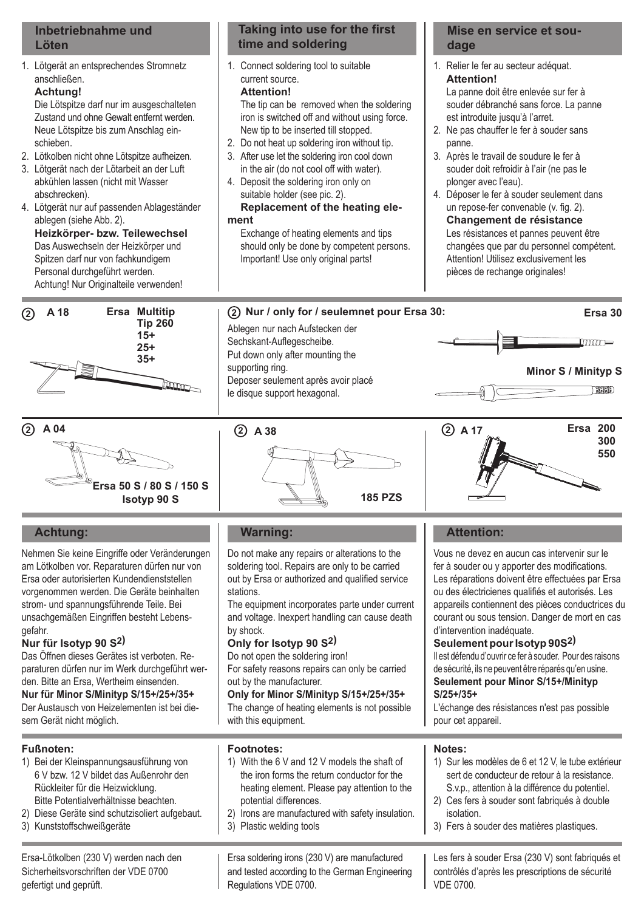## Inbetriebnahme und Löten

1. Lötgerät an entsprechendes Stromnetz anschließen.
   **Achtung!**
   Die Lötspitze darf nur im ausgeschalteten Zustand und ohne Gewalt entfernt werden. Neue Lötspitze bis zum Anschlag einschieben.
2. Lötkolben nicht ohne Lötspitze aufheizen.
3. Lötgerät nach der Lötarbeit an der Luft abkühlen lassen (nicht mit Wasser abschrecken).
4. Lötgerät nur auf passenden Ablageständer ablegen (siehe Abb. 2).

**Heizkörper- bzw. Teilewechsel**

Das Auswechseln der Heizkörper und Spitzen darf nur von fachkundigem Personal durchgeführt werden. Achtung! Nur Originalteile verwenden!

## Taking into use for the first time and soldering

1. Connect soldering tool to suitable current source.
   **Attention!**
   The tip can be removed when the soldering iron is switched off and without using force. New tip to be inserted till stopped.
2. Do not heat up soldering iron without tip.
3. After use let the soldering iron cool down in the air (do not cool off with water).
4. Deposit the soldering iron only on suitable holder (see pic. 2).

**Replacement of the heating element**

Exchange of heating elements and tips should only be done by competent persons. Important! Use only original parts!

## Mise en service et soudage

1. Relier le fer au secteur adéquat.
   **Attention!**
   La panne doit être enlevée sur fer à souder débranché sans force. La panne est introduite jusqu'à l'arret.
2. Ne pas chauffer le fer à souder sans panne.
3. Après le travail de soudure le fer à souder doit refroidir à l'air (ne pas le plonger avec l'eau).
4. Déposer le fer à souder seulement dans un repose-fer convenable (v. fig. 2).

**Changement de résistance**

Les résistances et pannes peuvent être changées que par du personnel compétent. Attention! Utilisez exclusivement les pièces de rechange originales!

---

(2) **A 18** — **Ersa Multitip Tip 260, 15+, 25+, 35+**

(2) **Nur / only for / seulemnet pour Ersa 30:**

Ablegen nur nach Aufstecken der Sechskant-Auflegescheibe.
Put down only after mounting the supporting ring.
Deposer seulement après avoir placé le disque support hexagonal.

**Ersa 30**

**Minor S / Minityp S**

(2) **A 04** — **Ersa 50 S / 80 S / 150 S, Isotyp 90 S**

(2) **A 38** — **185 PZS**

(2) **A 17** — **Ersa 200, 300, 550**

---

## Achtung:

Nehmen Sie keine Eingriffe oder Veränderungen am Lötkolben vor. Reparaturen dürfen nur von Ersa oder autorisierten Kundendienststellen vorgenommen werden. Die Geräte beinhalten strom- und spannungsführende Teile. Bei unsachgemäßen Eingriffen besteht Lebensgefahr.

**Nur für Isotyp 90 S[2)]**

Das Öffnen dieses Gerätes ist verboten. Reparaturen dürfen nur im Werk durchgeführt werden. Bitte an Ersa, Wertheim einsenden.

**Nur für Minor S/Minityp S/15+/25+/35+**

Der Austausch von Heizelementen ist bei diesem Gerät nicht möglich.

## Warning:

Do not make any repairs or alterations to the soldering tool. Repairs are only to be carried out by Ersa or authorized and qualified service stations.

The equipment incorporates parte under current and voltage. Inexpert handling can cause death by shock.

**Only for Isotyp 90 S[2)]**

Do not open the soldering iron!
For safety reasons repairs can only be carried out by the manufacturer.

**Only for Minor S/Minityp S/15+/25+/35+**

The change of heating elements is not possible with this equipment.

## Attention:

Vous ne devez en aucun cas intervenir sur le fer à souder ou y apporter des modifications. Les réparations doivent être effectuées par Ersa ou des électricienes qualifiés et autorisés. Les appareils contiennent des pièces conductrices du courant ou sous tension. Danger de mort en cas d'intervention inadéquate.

**Seulement pour Isotyp 90S[2)]**

Il est défendu d'ouvrir ce fer à souder. Pour des raisons de sécurité, ils ne peuvent être réparés qu'en usine.

**Seulement pour Minor S/15+/Minityp S/25+/35+**

L'échange des résistances n'est pas possible pour cet appareil.

---

**Fußnoten:**

1) Bei der Kleinspannungsausführung von 6 V bzw. 12 V bildet das Außenrohr den Rückleiter für die Heizwicklung. Bitte Potentialverhältnisse beachten.
2) Diese Geräte sind schutzisoliert aufgebaut.
3) Kunststoffschweißgeräte

**Footnotes:**

1) With the 6 V and 12 V models the shaft of the iron forms the return conductor for the heating element. Please pay attention to the potential differences.
2) Irons are manufactured with safety insulation.
3) Plastic welding tools

**Notes:**

1) Sur les modèles de 6 et 12 V, le tube extérieur sert de conducteur de retour à la resistance. S.v.p., attention à la différence du potentiel.
2) Ces fers à souder sont fabriqués à double isolation.
3) Fers à souder des matières plastiques.

---

Ersa-Lötkolben (230 V) werden nach den Sicherheitsvorschriften der VDE 0700 gefertigt und geprüft.

Ersa soldering irons (230 V) are manufactured and tested according to the German Engineering Regulations VDE 0700.

Les fers à souder Ersa (230 V) sont fabriqués et contrôlés d'après les prescriptions de sécurité VDE 0700.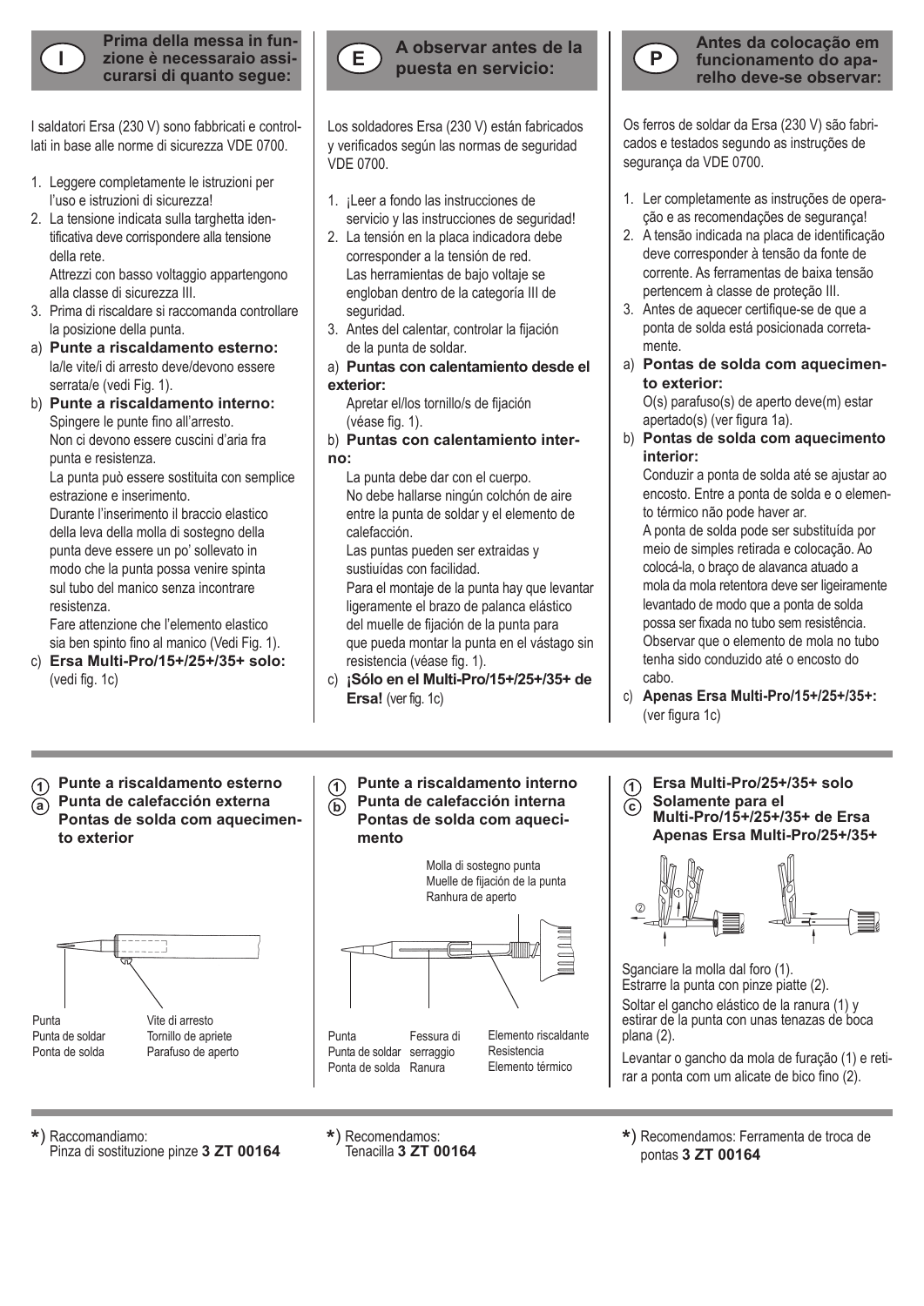## I — Prima della messa in funzione è necessaraio assicurarsi di quanto segue:

I saldatori Ersa (230 V) sono fabbricati e controllati in base alle norme di sicurezza VDE 0700.

1. Leggere completamente le istruzioni per l'uso e istruzioni di sicurezza!
2. La tensione indicata sulla targhetta identificativa deve corrispondere alla tensione della rete.
   Attrezzi con basso voltaggio appartengono alla classe di sicurezza III.
3. Prima di riscaldare si raccomanda controllare la posizione della punta.

a) **Punte a riscaldamento esterno:** la/le vite/i di arresto deve/devono essere serrata/e (vedi Fig. 1).

b) **Punte a riscaldamento interno:** Spingere le punte fino all'arresto.
Non ci devono essere cuscini d'aria fra punta e resistenza.
La punta può essere sostituita con semplice estrazione e inserimento.
Durante l'inserimento il braccio elastico della leva della molla di sostegno della punta deve essere un po' sollevato in modo che la punta possa venire spinta sul tubo del manico senza incontrare resistenza.
Fare attenzione che l'elemento elastico sia ben spinto fino al manico (Vedi Fig. 1).

c) **Ersa Multi-Pro/15+/25+/35+ solo:** (vedi fig. 1c)

## E — A observar antes de la puesta en servicio:

Los soldadores Ersa (230 V) están fabricados y verificados según las normas de seguridad VDE 0700.

1. ¡Leer a fondo las instrucciones de servicio y las instrucciones de seguridad!
2. La tensión en la placa indicadora debe corresponder a la tensión de red.
   Las herramientas de bajo voltaje se engloban dentro de la categoría III de seguridad.
3. Antes del calentar, controlar la fijación de la punta de soldar.

a) **Puntas con calentamiento desde el exterior:**
Apretar el/los tornillo/s de fijación (véase fig. 1).

b) **Puntas con calentamiento interno:**
La punta debe dar con el cuerpo.
No debe hallarse ningún colchón de aire entre la punta de soldar y el elemento de calefacción.
Las puntas pueden ser extraidas y sustiuídas con facilidad.
Para el montaje de la punta hay que levantar ligeramente el brazo de palanca elástico del muelle de fijación de la punta para que pueda montar la punta en el vástago sin resistencia (véase fig. 1).

c) **¡Sólo en el Multi-Pro/15+/25+/35+ de Ersa!** (ver fig. 1c)

## P — Antes da colocação em funcionamento do aparelho deve-se observar:

Os ferros de soldar da Ersa (230 V) são fabricados e testados segundo as instruções de segurança da VDE 0700.

1. Ler completamente as instruções de operação e as recomendações de segurança!
2. A tensão indicada na placa de identificação deve corresponder à tensão da fonte de corrente. As ferramentas de baixa tensão pertencem à classe de proteção III.
3. Antes de aquecer certifique-se de que a ponta de solda está posicionada corretamente.

a) **Pontas de solda com aquecimento exterior:**
O(s) parafuso(s) de aperto deve(m) estar apertado(s) (ver figura 1a).

b) **Pontas de solda com aquecimento interior:**
Conduzir a ponta de solda até se ajustar ao encosto. Entre a ponta de solda e o elemento térmico não pode haver ar.
A ponta de solda pode ser substituída por meio de simples retirada e colocação. Ao colocá-la, o braço de alavanca atuado a mola da mola retentora deve ser ligeiramente levantado de modo que a ponta de solda possa ser fixada no tubo sem resistência. Observar que o elemento de mola no tubo tenha sido conduzido até o encosto do cabo.

c) **Apenas Ersa Multi-Pro/15+/25+/35+:** (ver figura 1c)

---

**1a** Punte a riscaldamento esterno
Punta de calefacción externa
Pontas de solda com aquecimento exterior

Punta / Punta de soldar / Ponta de solda
Vite di arresto / Tornillo de apriete / Parafuso de aperto

**1b** Punte a riscaldamento interno
Punta de calefacción interna
Pontas de solda com aquecimento

Molla di sostegno punta / Muelle de fijación de la punta / Ranhura de aperto
Punta / Punta de soldar / Ponta de solda
Fessura di serraggio / Ranura
Elemento riscaldante / Resistencia / Elemento térmico

**1c** Ersa Multi-Pro/25+/35+ solo
Solamente para el Multi-Pro/15+/25+/35+ de Ersa
Apenas Ersa Multi-Pro/25+/35+

Sganciare la molla dal foro (1).
Estrarre la punta con pinze piatte (2).

Soltar el gancho elástico de la ranura (1) y estirar de la punta con unas tenazas de boca plana (2).

Levantar o gancho da mola de furação (1) e retirar a ponta com um alicate de bico fino (2).

---

*) Raccomandiamo:
Pinza di sostituzione pinze **3 ZT 00164**

*) Recomendamos:
Tenacilla **3 ZT 00164**

*) Recomendamos: Ferramenta de troca de pontas **3 ZT 00164**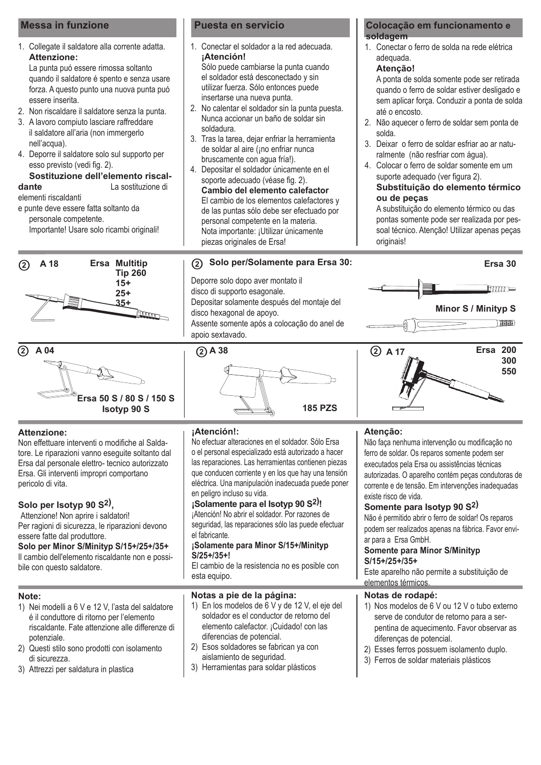## Messa in funzione

1. Collegate il saldatore alla corrente adatta.
   **Attenzione:**
   La punta puó essere rimossa soltanto quando il saldatore é spento e senza usare forza. A questo punto una nuova punta puó essere inserita.
2. Non riscaldare il saldatore senza la punta.
3. A lavoro compiuto lasciare raffreddare il saldatore all'aria (non immergerlo nell'acqua).
4. Deporre il saldatore solo sul supporto per esso previsto (vedi fig. 2).

**Sostituzione dell'elemento riscaldante** La sostituzione di elementi riscaldanti e punte deve essere fatta soltanto da personale competente.
Importante! Usare solo ricambi originali!

## Puesta en servicio

1. Conectar el soldador a la red adecuada.
   **¡Atención!**
   Sólo puede cambiarse la punta cuando el soldador está desconectado y sin utilizar fuerza. Sólo entonces puede insertarse una nueva punta.
2. No calentar el soldador sin la punta puesta. Nunca accionar un baño de soldar sin soldadura.
3. Tras la tarea, dejar enfriar la herramienta de soldar al aire (¡no enfriar nunca bruscamente con agua fría!).
4. Depositar el soldador únicamente en el soporte adecuado (véase fig. 2).

**Cambio del elemento calefactor**
El cambio de los elementos calefactores y de las puntas sólo debe ser efectuado por personal competente en la materia.
Nota importante: ¡Utilizar únicamente piezas originales de Ersa!

## Colocação em funcionamento e soldagem

1. Conectar o ferro de solda na rede elétrica adequada.
   **Atenção!**
   A ponta de solda somente pode ser retirada quando o ferro de soldar estiver desligado e sem aplicar força. Conduzir a ponta de solda até o encosto.
2. Não aquecer o ferro de soldar sem ponta de solda.
3. Deixar o ferro de soldar esfriar ao ar naturalmente (não resfriar com água).
4. Colocar o ferro de soldar somente em um suporte adequado (ver figura 2).

**Substituição do elemento térmico ou de peças**
A substituição do elemento térmico ou das pontas somente pode ser realizada por pessoal técnico. Atenção! Utilizar apenas peças originais!

---

② **A 18** — **Ersa Multitip Tip 260 15+ 25+ 35+**

② **Solo per/Solamente para Ersa 30:**

Deporre solo dopo aver montato il disco di supporto esagonale.
Depositar solamente después del montaje del disco hexagonal de apoyo.
Assente somente após a colocação do anel de apoio sextavado.

**Ersa 30**

**Minor S / Minityp S**

② **A 04** — **Ersa 50 S / 80 S / 150 S Isotyp 90 S**

② **A 38** — **185 PZS**

② **A 17** — **Ersa 200 300 550**

---

**Attenzione:**
Non effettuare interventi o modifiche al Saldatore. Le riparazioni vanno eseguite soltanto dal Ersa dal personale elettro- tecnico autorizzato Ersa. Gli interventi impropri comportano pericolo di vita.

**Solo per Isotyp 90 S[2],**
Attenzione! Non aprire i saldatori!
Per ragioni di sicurezza, le riparazioni devono essere fatte dal produttore.
**Solo per Minor S/Minityp S/15+/25+/35+**
Il cambio dell'elemento riscaldante non e possibile con questo saldatore.

**¡Atención!:**
No efectuar alteraciones en el soldador. Sólo Ersa o el personal especializado está autorizado a hacer las reparaciones. Las herramientas contienen piezas que conducen corriente y en los que hay una tensión eléctrica. Una manipulación inadecuada puede poner en peligro incluso su vida.
**¡Solamente para el Isotyp 90 S[2]!**
¡Atención! No abrir el soldador. Por razones de seguridad, las reparaciones sólo las puede efectuar el fabricante.
**¡Solamente para Minor S/15+/Minityp S/25+/35+!**
El cambio de la resistencia no es posible con esta equipo.

**Atenção:**
Não faça nenhuma intervenção ou modificação no ferro de soldar. Os reparos somente podem ser executados pela Ersa ou assistências técnicas autorizadas. O aparelho contém peças condutoras de corrente e de tensão. Em intervenções inadequadas existe risco de vida.
**Somente para Isotyp 90 S[2]**
Não é permitido abrir o ferro de soldar! Os reparos podem ser realizados apenas na fábrica. Favor enviar para a Ersa GmbH.
**Somente para Minor S/Minityp S/15+/25+/35+**
Este aparelho não permite a substituição de elementos térmicos.

---

**Note:**
1) Nei modelli a 6 V e 12 V, l'asta del saldatore é il conduttore di ritorno per l'elemento riscaldante. Fate attenzione alle differenze di potenziale.
2) Questi stilo sono prodotti con isolamento di sicurezza.
3) Attrezzi per saldatura in plastica

**Notas a pie de la página:**
1) En los modelos de 6 V y de 12 V, el eje del soldador es el conductor de retorno del elemento calefactor. ¡Cuidado! con las diferencias de potencial.
2) Esos soldadores se fabrican ya con aislamiento de seguridad.
3) Herramientas para soldar plásticos

**Notas de rodapé:**
1) Nos modelos de 6 V ou 12 V o tubo externo serve de condutor de retorno para a serpentina de aquecimento. Favor observar as diferenças de potencial.
2) Esses ferros possuem isolamento duplo.
3) Ferros de soldar materiais plásticos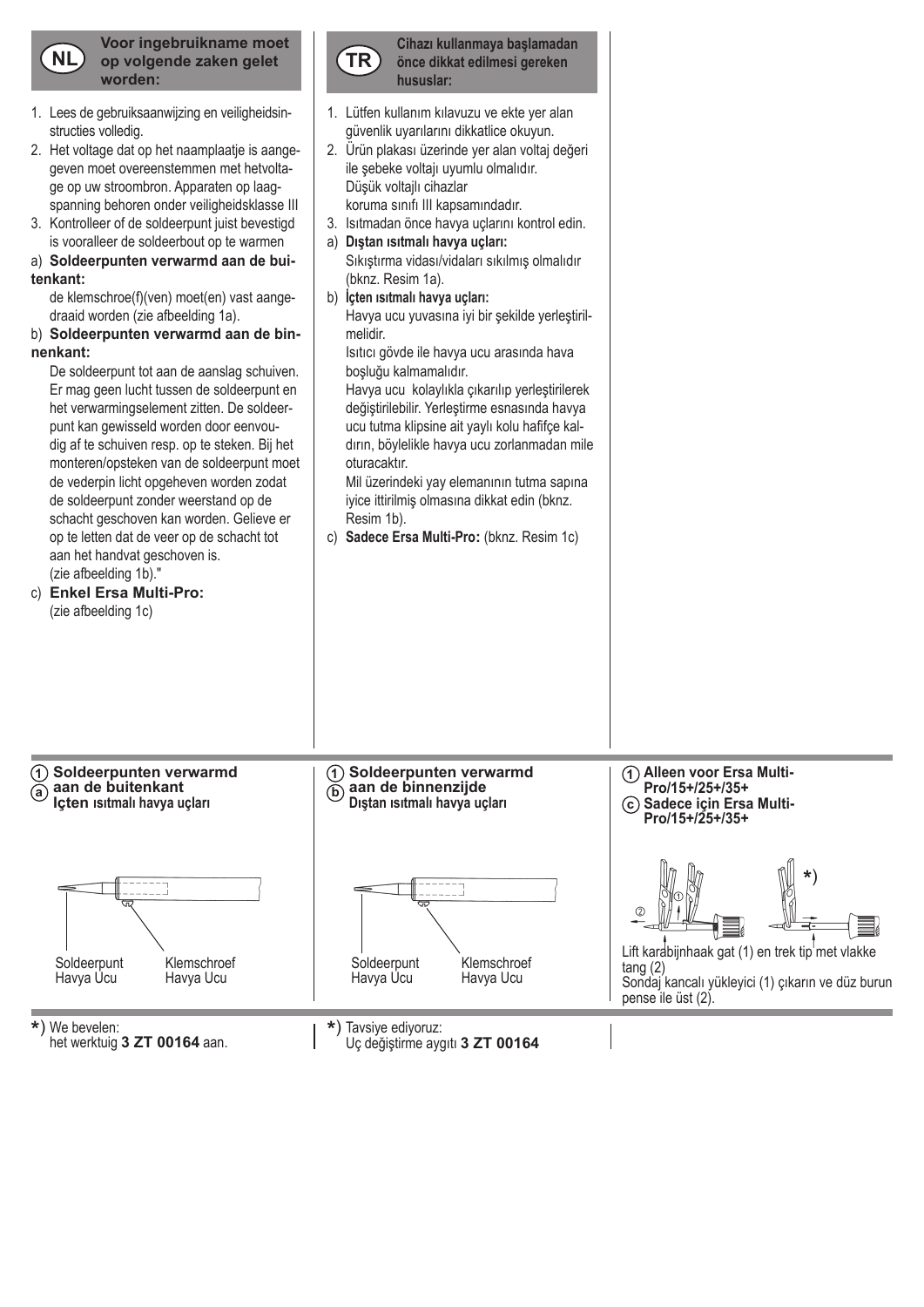## NL Voor ingebruikname moet op volgende zaken gelet worden:

1. Lees de gebruiksaanwijzing en veiligheidsinstructies volledig.
2. Het voltage dat op het naamplaatje is aangegeven moet overeenstemmen met hetvoltage op uw stroombron. Apparaten op laagspanning behoren onder veiligheidsklasse III
3. Kontrolleer of de soldeerpunt juist bevestigd is vooralleer de soldeerbout op te warmen

a) **Soldeerpunten verwarmd aan de buitenkant:**
de klemschroe(f)(ven) moet(en) vast aangedraaid worden (zie afbeelding 1a).

b) **Soldeerpunten verwarmd aan de binnenkant:**
De soldeerpunt tot aan de aanslag schuiven. Er mag geen lucht tussen de soldeerpunt en het verwarmingselement zitten. De soldeerpunt kan gewisseld worden door eenvoudig af te schuiven resp. op te steken. Bij het monteren/opsteken van de soldeerpunt moet de vederpin licht opgeheven worden zodat de soldeerpunt zonder weerstand op de schacht geschoven kan worden. Gelieve er op te letten dat de veer op de schacht tot aan het handvat geschoven is.
(zie afbeelding 1b)."

c) **Enkel Ersa Multi-Pro:**
(zie afbeelding 1c)

## TR Cihazı kullanmaya başlamadan önce dikkat edilmesi gereken hususlar:

1. Lütfen kullanım kılavuzu ve ekte yer alan güvenlik uyarılarını dikkatlice okuyun.
2. Ürün plakası üzerinde yer alan voltaj değeri ile şebeke voltajı uyumlu olmalıdır. Düşük voltajlı cihazlar koruma sınıfı III kapsamındadır.
3. Isıtmadan önce havya uçlarını kontrol edin.

a) **Dıştan ısıtmalı havya uçları:**
Sıkıştırma vidası/vidaları sıkılmış olmalıdır (bknz. Resim 1a).

b) **İçten ısıtmalı havya uçları:**
Havya ucu yuvasına iyi bir şekilde yerleştirilmelidir.
Isıtıcı gövde ile havya ucu arasında hava boşluğu kalmamalıdır.
Havya ucu kolaylıkla çıkarılıp yerleştirilerek değiştirilebilir. Yerleştirme esnasında havya ucu tutma klipsine ait yaylı kolu hafifçe kaldırın, böylelikle havya ucu zorlanmadan mile oturacaktır.
Mil üzerindeki yay elemanının tutma sapına iyice ittirilmiş olmasına dikkat edin (bknz. Resim 1b).

c) **Sadece Ersa Multi-Pro:** (bknz. Resim 1c)

---

**1a Soldeerpunten verwarmd aan de buitenkant**
**Içten ısıtmalı havya uçları**

Soldeerpunt / Havya Ucu — Klemschroef / Havya Ucu

**1b Soldeerpunten verwarmd aan de binnenzijde**
**Dıştan ısıtmalı havya uçları**

Soldeerpunt / Havya Ucu — Klemschroef / Havya Ucu

**1c Alleen voor Ersa Multi-Pro/15+/25+/35+**
**Sadece için Ersa Multi-Pro/15+/25+/35+**

*)

Lift karabijnhaak gat (1) en trek tip met vlakke tang (2)
Sondaj kancalı yükleyici (1) çıkarın ve düz burun pense ile üst (2).

---

*) We bevelen:
het werktuig **3 ZT 00164** aan.

*) Tavsiye ediyoruz:
Uç değiştirme aygıtı **3 ZT 00164**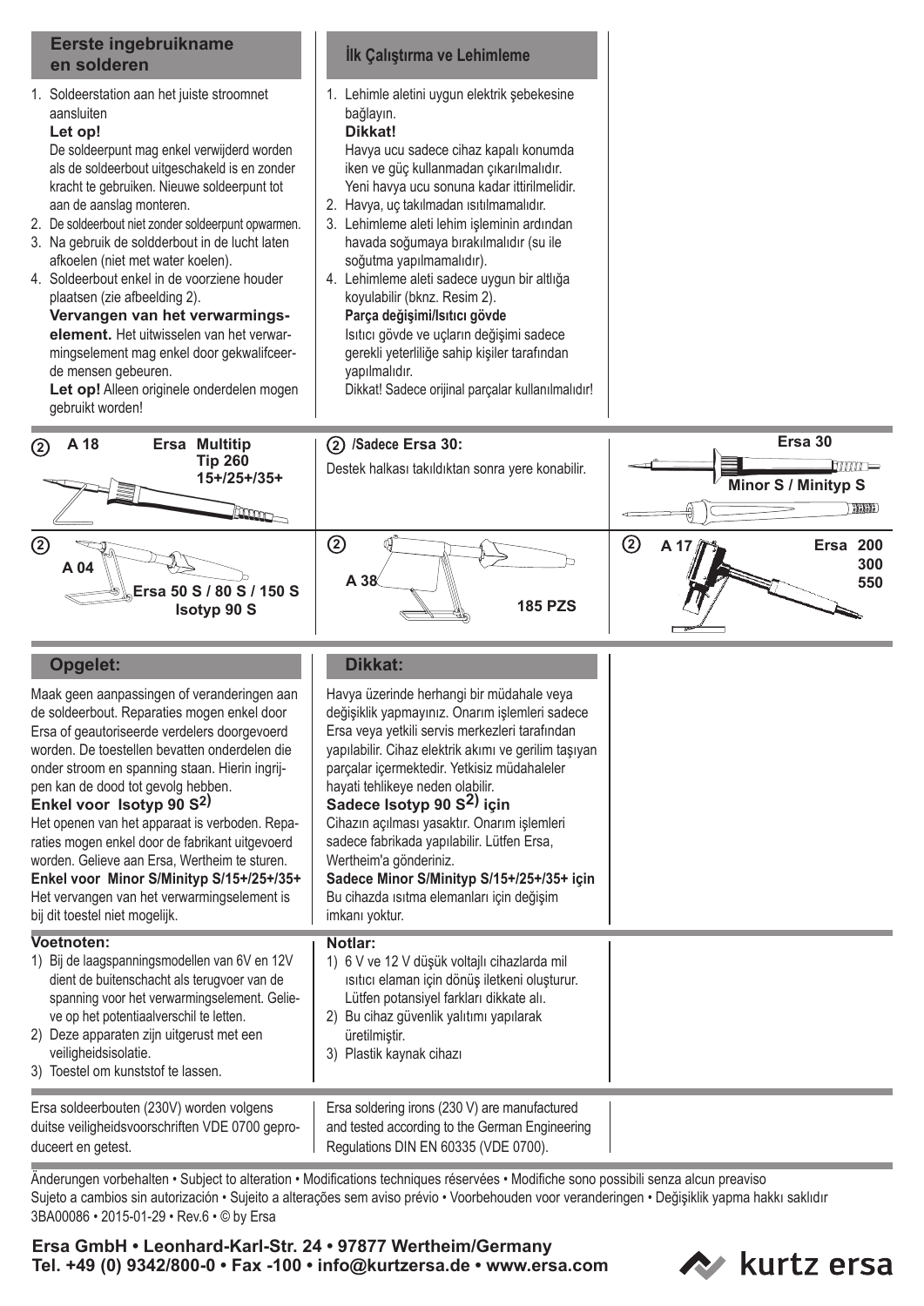## Eerste ingebruikname en solderen

1. Soldeerstation aan het juiste stroomnet aansluiten
   **Let op!**
   De soldeerpunt mag enkel verwijderd worden als de soldeerbout uitgeschakeld is en zonder kracht te gebruiken. Nieuwe soldeerpunt tot aan de aanslag monteren.
2. De soldeerbout niet zonder soldeerpunt opwarmen.
3. Na gebruik de soldderbout in de lucht laten afkoelen (niet met water koelen).
4. Soldeerbout enkel in de voorziene houder plaatsen (zie afbeelding 2).
   **Vervangen van het verwarmingselement.** Het uitwisselen van het verwarmingselement mag enkel door gekwalifceerde mensen gebeuren.
   **Let op!** Alleen originele onderdelen mogen gebruikt worden!

## İlk Çalıştırma ve Lehimleme

1. Lehimle aletini uygun elektrik şebekesine bağlayın.
   **Dikkat!**
   Havya ucu sadece cihaz kapalı konumda iken ve güç kullanmadan çıkarılmalıdır. Yeni havya ucu sonuna kadar ittirilmelidir.
2. Havya, uç takılmadan ısıtılmamalıdır.
3. Lehimleme aleti lehim işleminin ardından havada soğumaya bırakılmalıdır (su ile soğutma yapılmamalıdır).
4. Lehimleme aleti sadece uygun bir altlığa koyulabilir (bknz. Resim 2).
   **Parça değişimi/Isıtıcı gövde**
   Isıtıcı gövde ve uçların değişimi sadece gerekli yeterliliğe sahip kişiler tarafından yapılmalıdır.
   Dikkat! Sadece orijinal parçalar kullanılmalıdır!

(2) A 18 Ersa Multitip Tip 260 15+/25+/35+

(2) /Sadece Ersa 30:
Destek halkası takıldıktan sonra yere konabilir.

Ersa 30
Minor S / Minityp S

(2) A 04 Ersa 50 S / 80 S / 150 S Isotyp 90 S

(2) A 38 185 PZS

(2) A 17 Ersa 200 300 550

## Opgelet:

Maak geen aanpassingen of veranderingen aan de soldeerbout. Reparaties mogen enkel door Ersa of geautoriseerde verdelers doorgevoerd worden. De toestellen bevatten onderdelen die onder stroom en spanning staan. Hierin ingrijpen kan de dood tot gevolg hebben.

**Enkel voor Isotyp 90 S[2)]**
Het openen van het apparaat is verboden. Reparaties mogen enkel door de fabrikant uitgevoerd worden. Gelieve aan Ersa, Wertheim te sturen.

**Enkel voor Minor S/Minityp S/15+/25+/35+**
Het vervangen van het verwarmingselement is bij dit toestel niet mogelijk.

## Dikkat:

Havya üzerinde herhangi bir müdahale veya değişiklik yapmayınız. Onarım işlemleri sadece Ersa veya yetkili servis merkezleri tarafından yapılabilir. Cihaz elektrik akımı ve gerilim taşıyan parçalar içermektedir. Yetkisiz müdahaleler hayati tehlikeye neden olabilir.

**Sadece Isotyp 90 S[2)] için**
Cihazın açılması yasaktır. Onarım işlemleri sadece fabrikada yapılabilir. Lütfen Ersa, Wertheim'a gönderiniz.

**Sadece Minor S/Minityp S/15+/25+/35+ için**
Bu cihazda ısıtma elemanları için değişim imkanı yoktur.

**Voetnoten:**
1) Bij de laagspanningsmodellen van 6V en 12V dient de buitenschacht als terugvoer van de spanning voor het verwarmingselement. Gelieve op het potentiaalverschil te letten.
2) Deze apparaten zijn uitgerust met een veiligheidsisolatie.
3) Toestel om kunststof te lassen.

**Notlar:**
1) 6 V ve 12 V düşük voltajlı cihazlarda mil ısıtıcı elaman için dönüş iletkeni oluşturur. Lütfen potansiyel farkları dikkate alı.
2) Bu cihaz güvenlik yalıtımı yapılarak üretilmiştir.
3) Plastik kaynak cihazı

Ersa soldeerbouten (230V) worden volgens duitse veiligheidsvoorschriften VDE 0700 geproduceert en getest.

Ersa soldering irons (230 V) are manufactured and tested according to the German Engineering Regulations DIN EN 60335 (VDE 0700).

Änderungen vorbehalten • Subject to alteration • Modifications techniques réservées • Modifiche sono possibili senza alcun preaviso
Sujeto a cambios sin autorización • Sujeito a alterações sem aviso prévio • Voorbehouden voor veranderingen • Değişiklik yapma hakkı saklıdır
3BA00086 • 2015-01-29 • Rev.6 • © by Ersa

**Ersa GmbH • Leonhard-Karl-Str. 24 • 97877 Wertheim/Germany**
**Tel. +49 (0) 9342/800-0 • Fax -100 • info@kurtzersa.de • www.ersa.com**

kurtz ersa